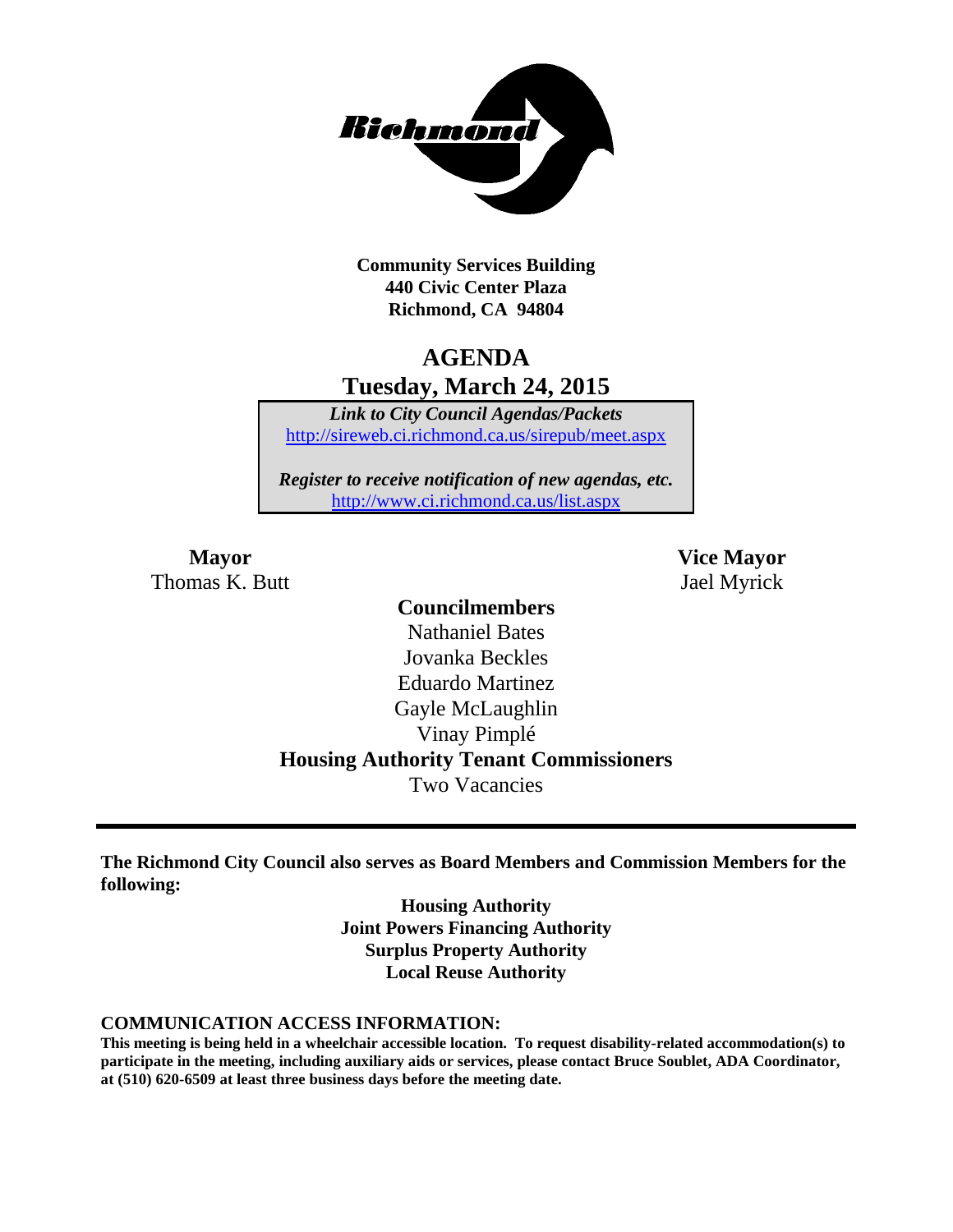**Community Services Building**
**440 Civic Center Plaza**
**Richmond, CA 94804**

# AGENDA
## Tuesday, March 24, 2015

***Link to City Council Agendas/Packets***
http://sireweb.ci.richmond.ca.us/sirepub/meet.aspx

***Register to receive notification of new agendas, etc.***
http://www.ci.richmond.ca.us/list.aspx

**Mayor**
Thomas K. Butt

**Vice Mayor**
Jael Myrick

**Councilmembers**
Nathaniel Bates
Jovanka Beckles
Eduardo Martinez
Gayle McLaughlin
Vinay Pimplé

**Housing Authority Tenant Commissioners**
Two Vacancies

---

**The Richmond City Council also serves as Board Members and Commission Members for the following:**

**Housing Authority**
**Joint Powers Financing Authority**
**Surplus Property Authority**
**Local Reuse Authority**

**COMMUNICATION ACCESS INFORMATION:**

**This meeting is being held in a wheelchair accessible location. To request disability-related accommodation(s) to participate in the meeting, including auxiliary aids or services, please contact Bruce Soublet, ADA Coordinator, at (510) 620-6509 at least three business days before the meeting date.**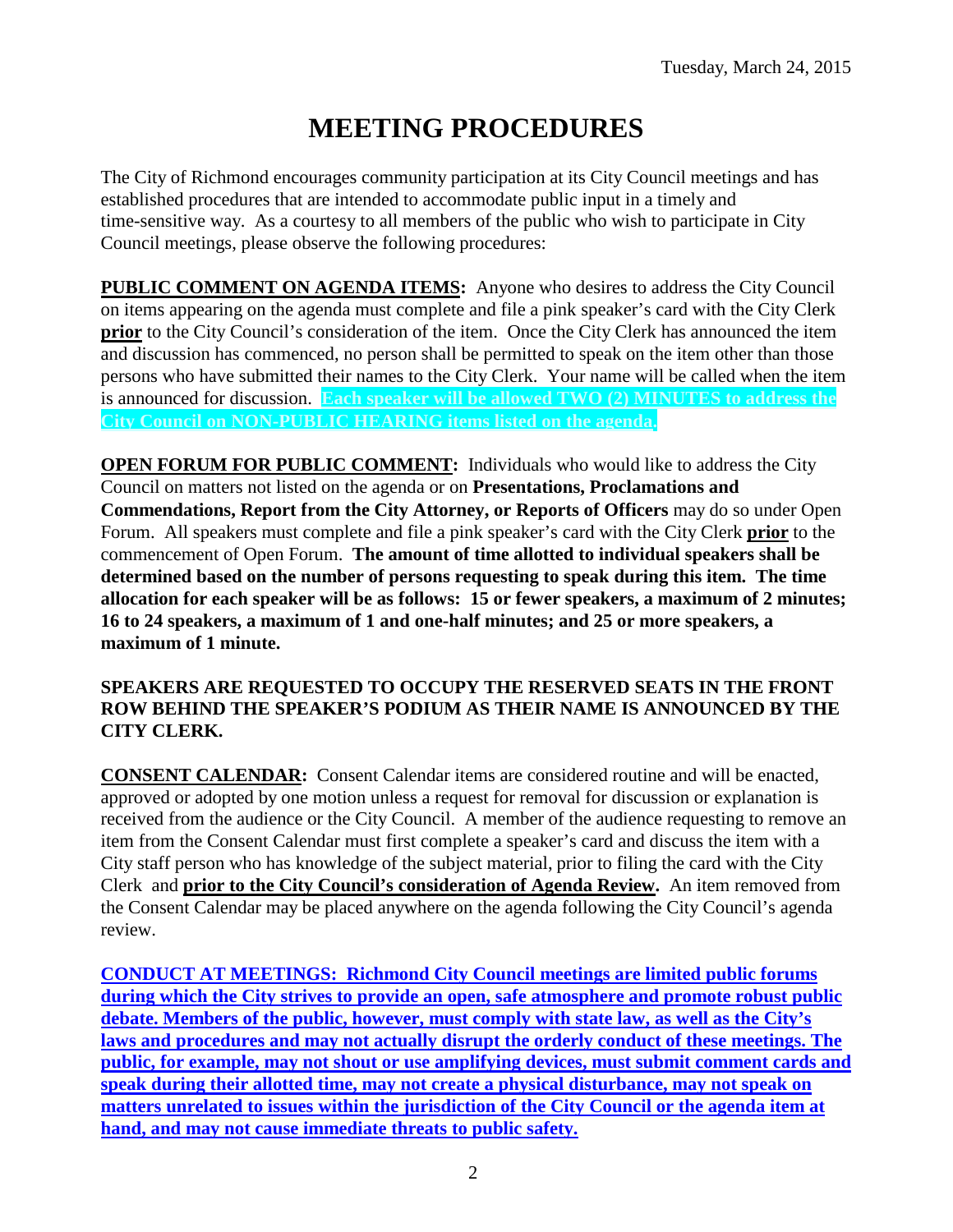# MEETING PROCEDURES

The City of Richmond encourages community participation at its City Council meetings and has established procedures that are intended to accommodate public input in a timely and time-sensitive way. As a courtesy to all members of the public who wish to participate in City Council meetings, please observe the following procedures:

**PUBLIC COMMENT ON AGENDA ITEMS:** Anyone who desires to address the City Council on items appearing on the agenda must complete and file a pink speaker's card with the City Clerk **prior** to the City Council's consideration of the item. Once the City Clerk has announced the item and discussion has commenced, no person shall be permitted to speak on the item other than those persons who have submitted their names to the City Clerk. Your name will be called when the item is announced for discussion. **Each speaker will be allowed TWO (2) MINUTES to address the City Council on NON-PUBLIC HEARING items listed on the agenda.**

**OPEN FORUM FOR PUBLIC COMMENT:** Individuals who would like to address the City Council on matters not listed on the agenda or on **Presentations, Proclamations and Commendations, Report from the City Attorney, or Reports of Officers** may do so under Open Forum. All speakers must complete and file a pink speaker's card with the City Clerk **prior** to the commencement of Open Forum. **The amount of time allotted to individual speakers shall be determined based on the number of persons requesting to speak during this item. The time allocation for each speaker will be as follows: 15 or fewer speakers, a maximum of 2 minutes; 16 to 24 speakers, a maximum of 1 and one-half minutes; and 25 or more speakers, a maximum of 1 minute.**

**SPEAKERS ARE REQUESTED TO OCCUPY THE RESERVED SEATS IN THE FRONT ROW BEHIND THE SPEAKER'S PODIUM AS THEIR NAME IS ANNOUNCED BY THE CITY CLERK.**

**CONSENT CALENDAR:** Consent Calendar items are considered routine and will be enacted, approved or adopted by one motion unless a request for removal for discussion or explanation is received from the audience or the City Council. A member of the audience requesting to remove an item from the Consent Calendar must first complete a speaker's card and discuss the item with a City staff person who has knowledge of the subject material, prior to filing the card with the City Clerk and **prior to the City Council's consideration of Agenda Review.** An item removed from the Consent Calendar may be placed anywhere on the agenda following the City Council's agenda review.

**CONDUCT AT MEETINGS: Richmond City Council meetings are limited public forums during which the City strives to provide an open, safe atmosphere and promote robust public debate. Members of the public, however, must comply with state law, as well as the City's laws and procedures and may not actually disrupt the orderly conduct of these meetings. The public, for example, may not shout or use amplifying devices, must submit comment cards and speak during their allotted time, may not create a physical disturbance, may not speak on matters unrelated to issues within the jurisdiction of the City Council or the agenda item at hand, and may not cause immediate threats to public safety.**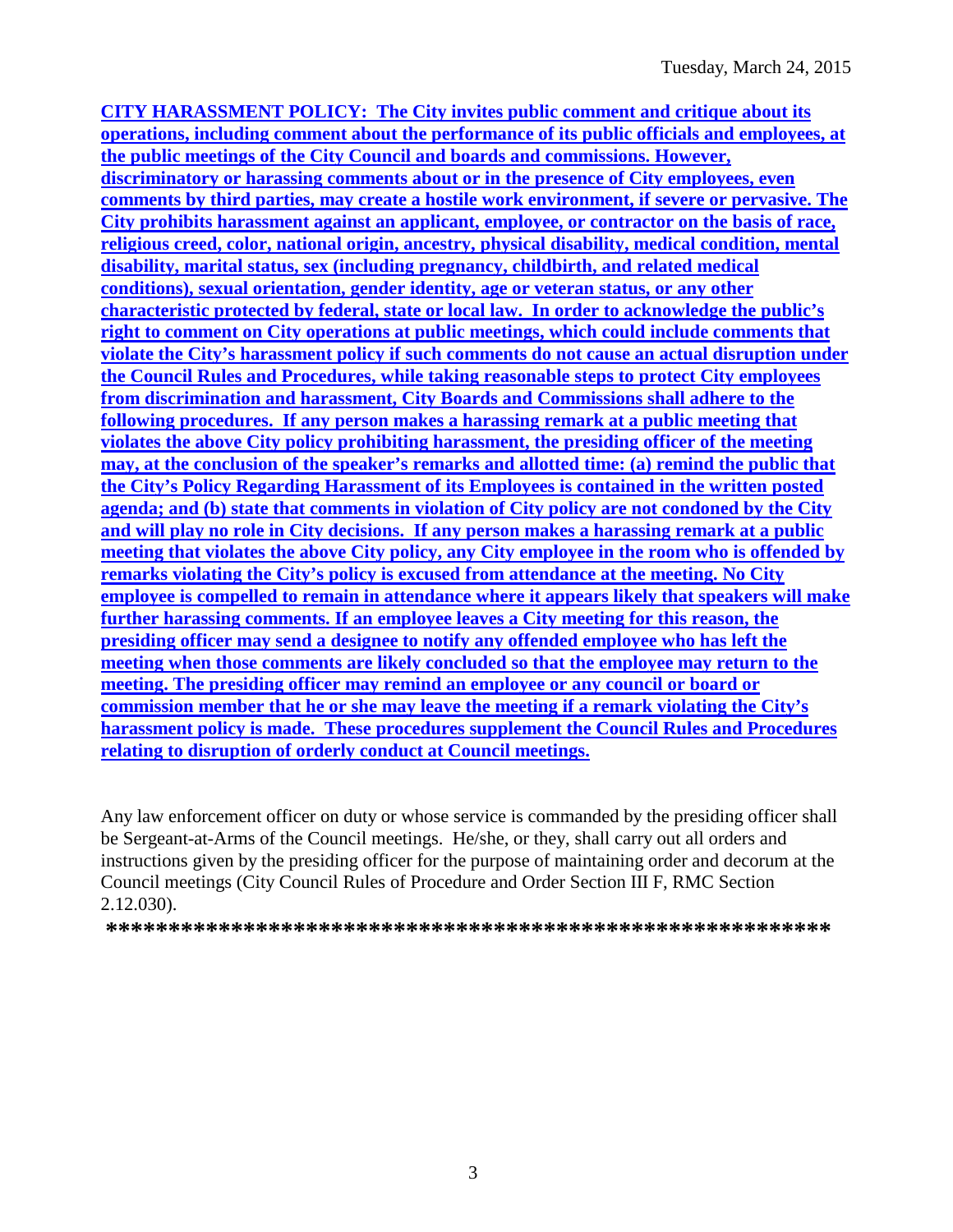**CITY HARASSMENT POLICY: The City invites public comment and critique about its operations, including comment about the performance of its public officials and employees, at the public meetings of the City Council and boards and commissions. However, discriminatory or harassing comments about or in the presence of City employees, even comments by third parties, may create a hostile work environment, if severe or pervasive. The City prohibits harassment against an applicant, employee, or contractor on the basis of race, religious creed, color, national origin, ancestry, physical disability, medical condition, mental disability, marital status, sex (including pregnancy, childbirth, and related medical conditions), sexual orientation, gender identity, age or veteran status, or any other characteristic protected by federal, state or local law. In order to acknowledge the public's right to comment on City operations at public meetings, which could include comments that violate the City's harassment policy if such comments do not cause an actual disruption under the Council Rules and Procedures, while taking reasonable steps to protect City employees from discrimination and harassment, City Boards and Commissions shall adhere to the following procedures. If any person makes a harassing remark at a public meeting that violates the above City policy prohibiting harassment, the presiding officer of the meeting may, at the conclusion of the speaker's remarks and allotted time: (a) remind the public that the City's Policy Regarding Harassment of its Employees is contained in the written posted agenda; and (b) state that comments in violation of City policy are not condoned by the City and will play no role in City decisions. If any person makes a harassing remark at a public meeting that violates the above City policy, any City employee in the room who is offended by remarks violating the City's policy is excused from attendance at the meeting. No City employee is compelled to remain in attendance where it appears likely that speakers will make further harassing comments. If an employee leaves a City meeting for this reason, the presiding officer may send a designee to notify any offended employee who has left the meeting when those comments are likely concluded so that the employee may return to the meeting. The presiding officer may remind an employee or any council or board or commission member that he or she may leave the meeting if a remark violating the City's harassment policy is made. These procedures supplement the Council Rules and Procedures relating to disruption of orderly conduct at Council meetings.**

Any law enforcement officer on duty or whose service is commanded by the presiding officer shall be Sergeant-at-Arms of the Council meetings. He/she, or they, shall carry out all orders and instructions given by the presiding officer for the purpose of maintaining order and decorum at the Council meetings (City Council Rules of Procedure and Order Section III F, RMC Section 2.12.030).

**\*\*\*\*\*\*\*\*\*\*\*\*\*\*\*\*\*\*\*\*\*\*\*\*\*\*\*\*\*\*\*\*\*\*\*\*\*\*\*\*\*\*\*\*\*\*\*\*\*\*\*\*\*\*\*\*\*\*\*\***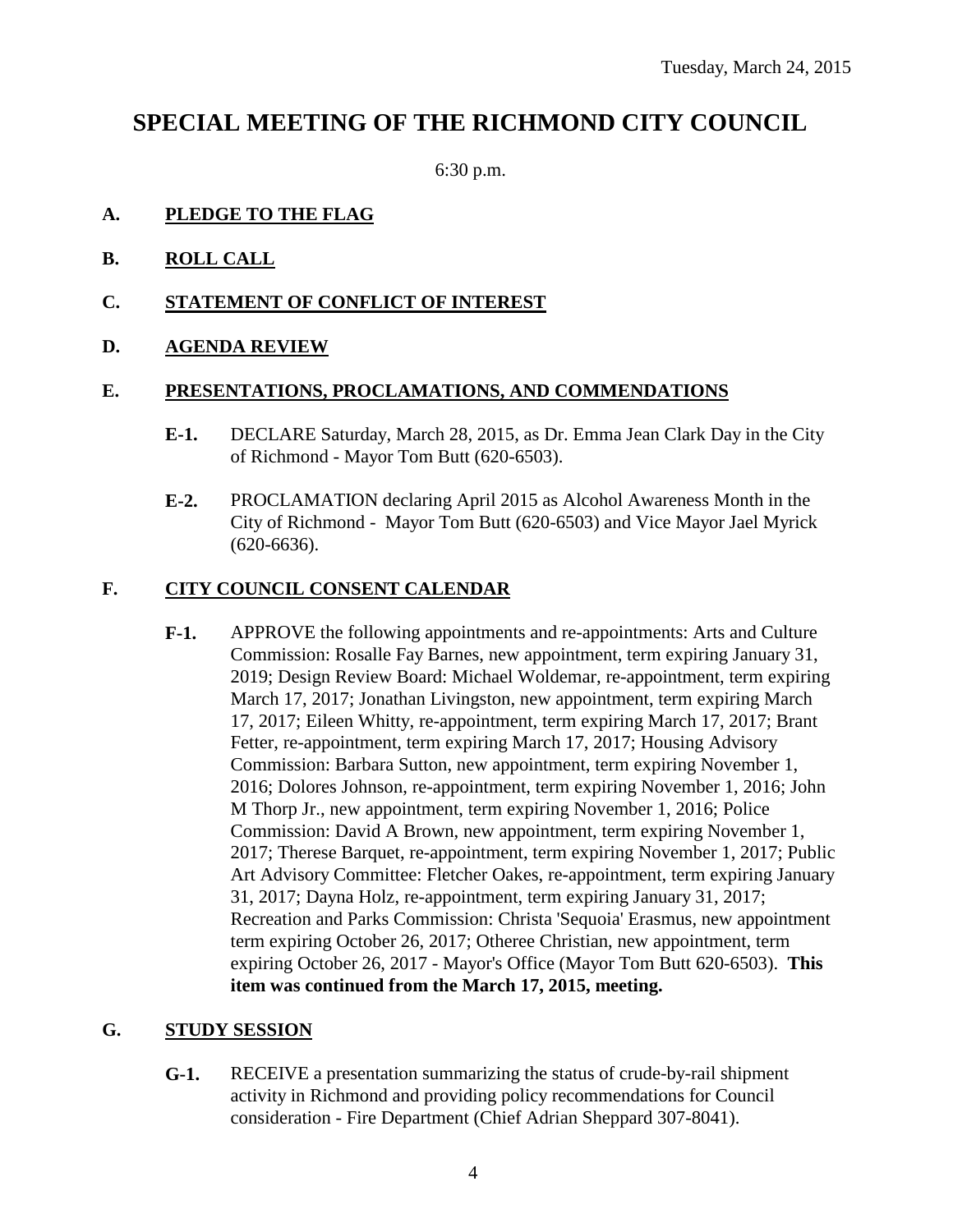Tuesday, March 24, 2015

# SPECIAL MEETING OF THE RICHMOND CITY COUNCIL

6:30 p.m.

**A. PLEDGE TO THE FLAG**

**B. ROLL CALL**

**C. STATEMENT OF CONFLICT OF INTEREST**

**D. AGENDA REVIEW**

**E. PRESENTATIONS, PROCLAMATIONS, AND COMMENDATIONS**

**E-1.** DECLARE Saturday, March 28, 2015, as Dr. Emma Jean Clark Day in the City of Richmond - Mayor Tom Butt (620-6503).

**E-2.** PROCLAMATION declaring April 2015 as Alcohol Awareness Month in the City of Richmond - Mayor Tom Butt (620-6503) and Vice Mayor Jael Myrick (620-6636).

**F. CITY COUNCIL CONSENT CALENDAR**

**F-1.** APPROVE the following appointments and re-appointments: Arts and Culture Commission: Rosalle Fay Barnes, new appointment, term expiring January 31, 2019; Design Review Board: Michael Woldemar, re-appointment, term expiring March 17, 2017; Jonathan Livingston, new appointment, term expiring March 17, 2017; Eileen Whitty, re-appointment, term expiring March 17, 2017; Brant Fetter, re-appointment, term expiring March 17, 2017; Housing Advisory Commission: Barbara Sutton, new appointment, term expiring November 1, 2016; Dolores Johnson, re-appointment, term expiring November 1, 2016; John M Thorp Jr., new appointment, term expiring November 1, 2016; Police Commission: David A Brown, new appointment, term expiring November 1, 2017; Therese Barquet, re-appointment, term expiring November 1, 2017; Public Art Advisory Committee: Fletcher Oakes, re-appointment, term expiring January 31, 2017; Dayna Holz, re-appointment, term expiring January 31, 2017; Recreation and Parks Commission: Christa 'Sequoia' Erasmus, new appointment term expiring October 26, 2017; Otheree Christian, new appointment, term expiring October 26, 2017 - Mayor's Office (Mayor Tom Butt 620-6503). **This item was continued from the March 17, 2015, meeting.**

**G. STUDY SESSION**

**G-1.** RECEIVE a presentation summarizing the status of crude-by-rail shipment activity in Richmond and providing policy recommendations for Council consideration - Fire Department (Chief Adrian Sheppard 307-8041).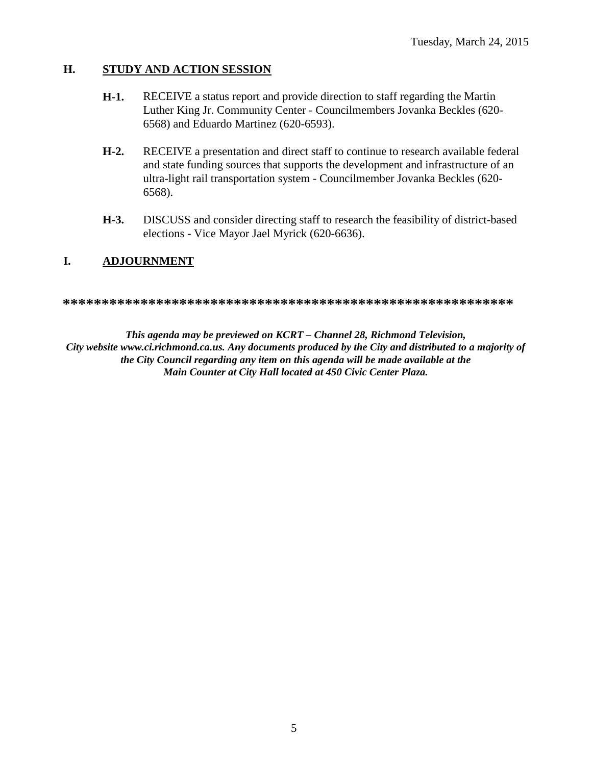## H. STUDY AND ACTION SESSION

**H-1.** RECEIVE a status report and provide direction to staff regarding the Martin Luther King Jr. Community Center - Councilmembers Jovanka Beckles (620-6568) and Eduardo Martinez (620-6593).

**H-2.** RECEIVE a presentation and direct staff to continue to research available federal and state funding sources that supports the development and infrastructure of an ultra-light rail transportation system - Councilmember Jovanka Beckles (620-6568).

**H-3.** DISCUSS and consider directing staff to research the feasibility of district-based elections - Vice Mayor Jael Myrick (620-6636).

## I. ADJOURNMENT

**********************************************************

***This agenda may be previewed on KCRT – Channel 28, Richmond Television, City website www.ci.richmond.ca.us. Any documents produced by the City and distributed to a majority of the City Council regarding any item on this agenda will be made available at the Main Counter at City Hall located at 450 Civic Center Plaza.***